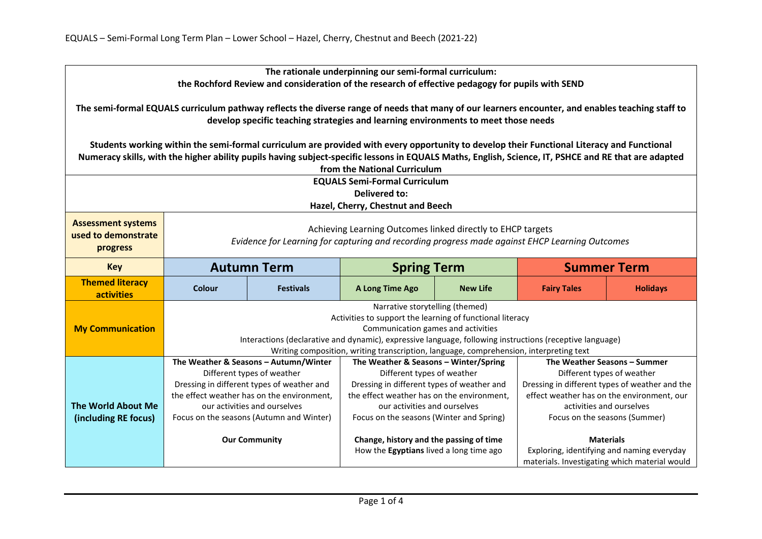EQUALS – Semi-Formal Long Term Plan – Lower School – Hazel, Cherry, Chestnut and Beech (2021-22)

| **The rationale underpinning our semi-formal curriculum: the Rochford Review and consideration of the research of effective pedagogy for pupils with SEND**<br><br>**The semi-formal EQUALS curriculum pathway reflects the diverse range of needs that many of our learners encounter, and enables teaching staff to develop specific teaching strategies and learning environments to meet those needs**<br><br>**Students working within the semi-formal curriculum are provided with every opportunity to develop their Functional Literacy and Functional Numeracy skills, with the higher ability pupils having subject-specific lessons in EQUALS Maths, English, Science, IT, PSHCE and RE that are adapted from the National Curriculum** | | | | | | |
|---|---|---|---|---|---|---|
| **EQUALS Semi-Formal Curriculum**<br>**Delivered to:**<br>**Hazel, Cherry, Chestnut and Beech** | | | | | | |
| **Assessment systems used to demonstrate progress** | Achieving Learning Outcomes linked directly to EHCP targets<br>*Evidence for Learning for capturing and recording progress made against EHCP Learning Outcomes* | | | | | |
| **Key** | **Autumn Term** | | **Spring Term** | | **Summer Term** | |
| **Themed literacy activities** | **Colour** | **Festivals** | **A Long Time Ago** | **New Life** | **Fairy Tales** | **Holidays** |
| **My Communication** | Narrative storytelling (themed)<br>Activities to support the learning of functional literacy<br>Communication games and activities<br>Interactions (declarative and dynamic), expressive language, following instructions (receptive language)<br>Writing composition, writing transcription, language, comprehension, interpreting text | | | | | |
| **The World About Me (including RE focus)** | **The Weather & Seasons – Autumn/Winter**<br>Different types of weather<br>Dressing in different types of weather and the effect weather has on the environment, our activities and ourselves<br>Focus on the seasons (Autumn and Winter)<br><br>**Our Community** | | **The Weather & Seasons – Winter/Spring**<br>Different types of weather<br>Dressing in different types of weather and the effect weather has on the environment, our activities and ourselves<br>Focus on the seasons (Winter and Spring)<br><br>**Change, history and the passing of time**<br>How the **Egyptians** lived a long time ago | | **The Weather Seasons – Summer**<br>Different types of weather<br>Dressing in different types of weather and the effect weather has on the environment, our activities and ourselves<br>Focus on the seasons (Summer)<br><br>**Materials**<br>Exploring, identifying and naming everyday materials. Investigating which material would | |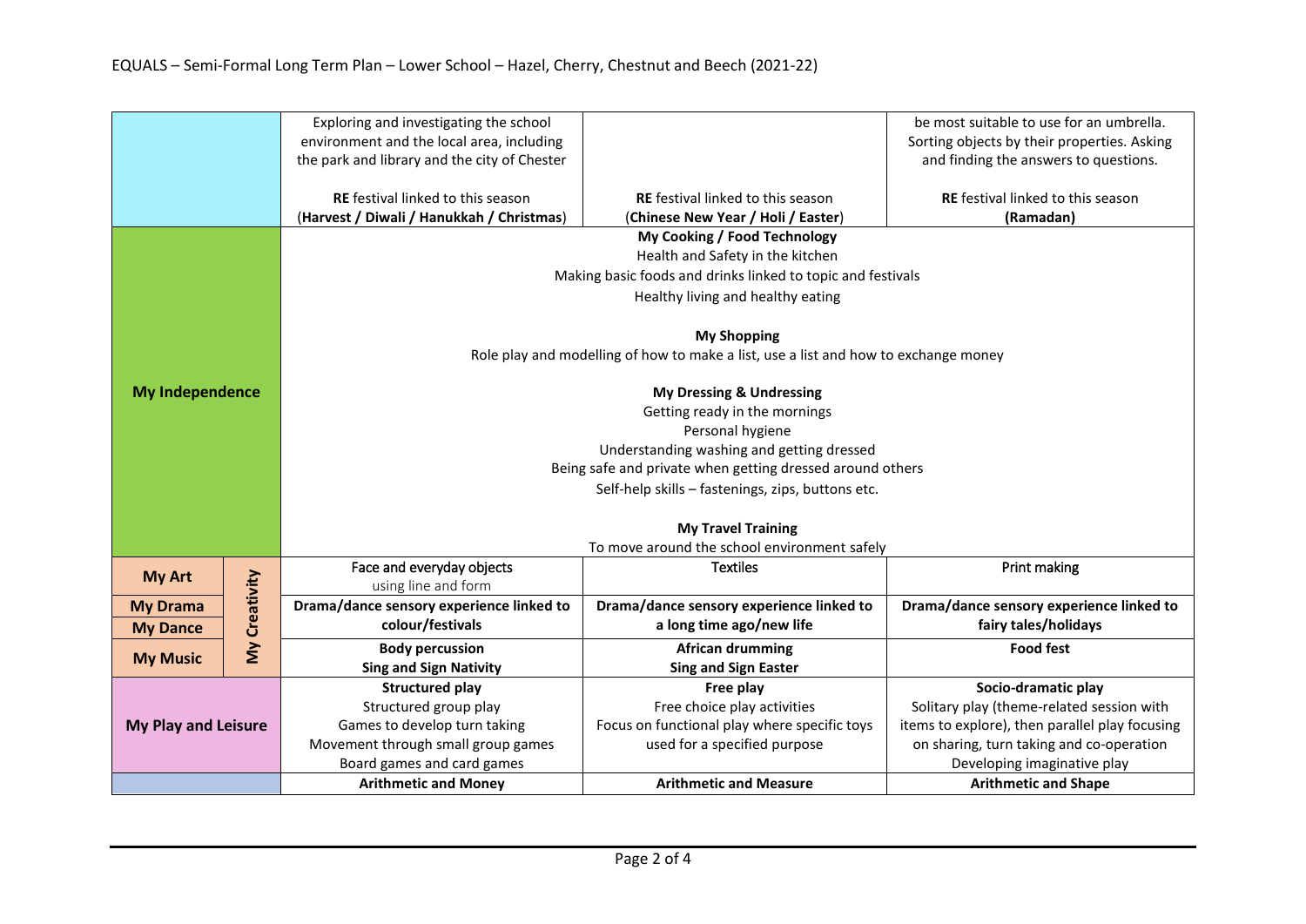EQUALS – Semi-Formal Long Term Plan – Lower School – Hazel, Cherry, Chestnut and Beech (2021-22)

| | | | | |
|---|---|---|---|---|
| | | Exploring and investigating the school environment and the local area, including the park and library and the city of Chester<br><br>**RE** festival linked to this season (**Harvest / Diwali / Hanukkah / Christmas**) | **RE** festival linked to this season (**Chinese New Year / Holi / Easter**) | be most suitable to use for an umbrella. Sorting objects by their properties. Asking and finding the answers to questions.<br><br>**RE** festival linked to this season **(Ramadan)** |
| **My Independence** | | **My Cooking / Food Technology**<br>Health and Safety in the kitchen<br>Making basic foods and drinks linked to topic and festivals<br>Healthy living and healthy eating<br><br>**My Shopping**<br>Role play and modelling of how to make a list, use a list and how to exchange money<br><br>**My Dressing & Undressing**<br>Getting ready in the mornings<br>Personal hygiene<br>Understanding washing and getting dressed<br>Being safe and private when getting dressed around others<br>Self-help skills – fastenings, zips, buttons etc.<br><br>**My Travel Training**<br>To move around the school environment safely | | |
| **My Art** | **My Creativity** | Face and everyday objects using line and form | Textiles | Print making |
| **My Drama** / **My Dance** | **My Creativity** | **Drama/dance sensory experience linked to colour/festivals** | **Drama/dance sensory experience linked to a long time ago/new life** | **Drama/dance sensory experience linked to fairy tales/holidays** |
| **My Music** | **My Creativity** | **Body percussion**<br>**Sing and Sign Nativity** | **African drumming**<br>**Sing and Sign Easter** | **Food fest** |
| **My Play and Leisure** | | **Structured play**<br>Structured group play<br>Games to develop turn taking<br>Movement through small group games<br>Board games and card games | **Free play**<br>Free choice play activities<br>Focus on functional play where specific toys used for a specified purpose | **Socio-dramatic play**<br>Solitary play (theme-related session with items to explore), then parallel play focusing on sharing, turn taking and co-operation<br>Developing imaginative play |
| | | **Arithmetic and Money** | **Arithmetic and Measure** | **Arithmetic and Shape** |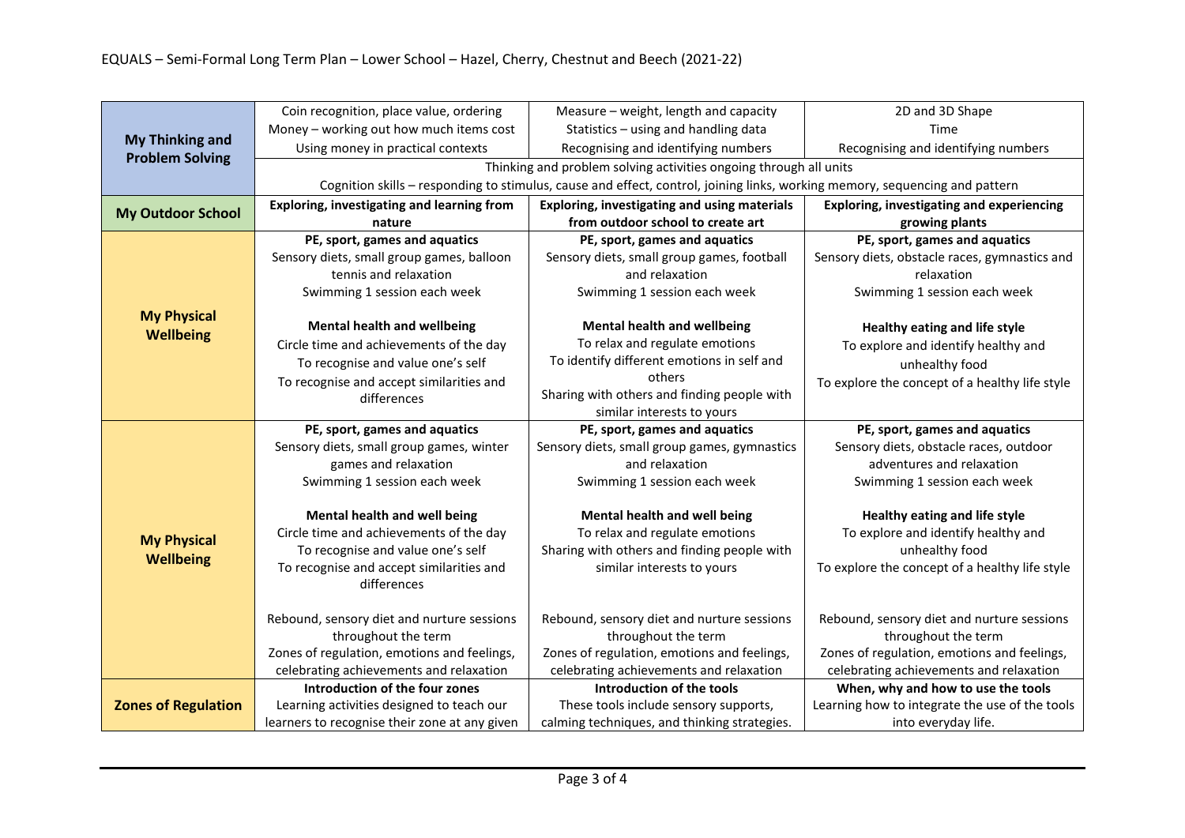EQUALS – Semi-Formal Long Term Plan – Lower School – Hazel, Cherry, Chestnut and Beech (2021-22)

| | | | |
|---|---|---|---|
| **My Thinking and Problem Solving** | Coin recognition, place value, ordering<br>Money – working out how much items cost<br>Using money in practical contexts | Measure – weight, length and capacity<br>Statistics – using and handling data<br>Recognising and identifying numbers | 2D and 3D Shape<br>Time<br>Recognising and identifying numbers |
| | Thinking and problem solving activities ongoing through all units<br>Cognition skills – responding to stimulus, cause and effect, control, joining links, working memory, sequencing and pattern | | |
| **My Outdoor School** | **Exploring, investigating and learning from nature** | **Exploring, investigating and using materials from outdoor school to create art** | **Exploring, investigating and experiencing growing plants** |
| **My Physical Wellbeing** | **PE, sport, games and aquatics**<br>Sensory diets, small group games, balloon tennis and relaxation<br>Swimming 1 session each week<br><br>**Mental health and wellbeing**<br>Circle time and achievements of the day<br>To recognise and value one's self<br>To recognise and accept similarities and differences | **PE, sport, games and aquatics**<br>Sensory diets, small group games, football and relaxation<br>Swimming 1 session each week<br><br>**Mental health and wellbeing**<br>To relax and regulate emotions<br>To identify different emotions in self and others<br>Sharing with others and finding people with similar interests to yours | **PE, sport, games and aquatics**<br>Sensory diets, obstacle races, gymnastics and relaxation<br>Swimming 1 session each week<br><br>**Healthy eating and life style**<br>To explore and identify healthy and unhealthy food<br>To explore the concept of a healthy life style |
| **My Physical Wellbeing** | **PE, sport, games and aquatics**<br>Sensory diets, small group games, winter games and relaxation<br>Swimming 1 session each week<br><br>**Mental health and well being**<br>Circle time and achievements of the day<br>To recognise and value one's self<br>To recognise and accept similarities and differences<br><br>Rebound, sensory diet and nurture sessions throughout the term<br>Zones of regulation, emotions and feelings, celebrating achievements and relaxation | **PE, sport, games and aquatics**<br>Sensory diets, small group games, gymnastics and relaxation<br>Swimming 1 session each week<br><br>**Mental health and well being**<br>To relax and regulate emotions<br>Sharing with others and finding people with similar interests to yours<br><br>Rebound, sensory diet and nurture sessions throughout the term<br>Zones of regulation, emotions and feelings, celebrating achievements and relaxation | **PE, sport, games and aquatics**<br>Sensory diets, obstacle races, outdoor adventures and relaxation<br>Swimming 1 session each week<br><br>**Healthy eating and life style**<br>To explore and identify healthy and unhealthy food<br>To explore the concept of a healthy life style<br><br>Rebound, sensory diet and nurture sessions throughout the term<br>Zones of regulation, emotions and feelings, celebrating achievements and relaxation |
| **Zones of Regulation** | **Introduction of the four zones**<br>Learning activities designed to teach our learners to recognise their zone at any given | **Introduction of the tools**<br>These tools include sensory supports, calming techniques, and thinking strategies. | **When, why and how to use the tools**<br>Learning how to integrate the use of the tools into everyday life. |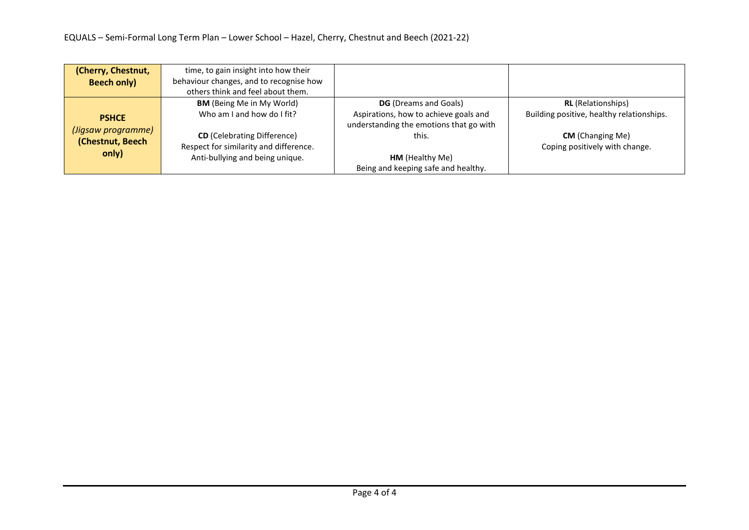| | | | |
|---|---|---|---|
| **(Cherry, Chestnut, Beech only)** | time, to gain insight into how their behaviour changes, and to recognise how others think and feel about them. | | |
| **PSHCE** *(Jigsaw programme)* **(Chestnut, Beech only)** | **BM** (Being Me in My World)<br>Who am I and how do I fit?<br><br>**CD** (Celebrating Difference)<br>Respect for similarity and difference.<br>Anti-bullying and being unique. | **DG** (Dreams and Goals)<br>Aspirations, how to achieve goals and understanding the emotions that go with this.<br><br>**HM** (Healthy Me)<br>Being and keeping safe and healthy. | **RL** (Relationships)<br>Building positive, healthy relationships.<br><br>**CM** (Changing Me)<br>Coping positively with change. |